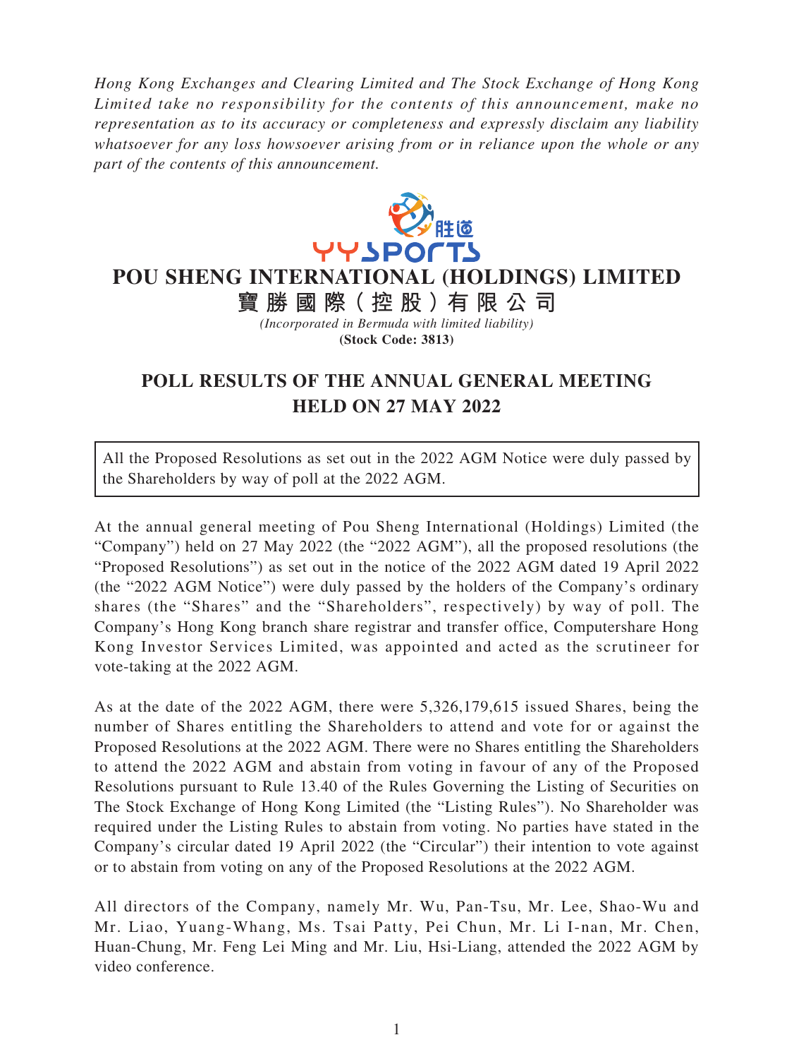*Hong Kong Exchanges and Clearing Limited and The Stock Exchange of Hong Kong Limited take no responsibility for the contents of this announcement, make no representation as to its accuracy or completeness and expressly disclaim any liability whatsoever for any loss howsoever arising from or in reliance upon the whole or any part of the contents of this announcement.*

# POU SHENG INTERNATIONAL (HOLDINGS) LIMITED

# 寶勝國際（控股）有限公司

*(Incorporated in Bermuda with limited liability)*

**(Stock Code: 3813)**

## POLL RESULTS OF THE ANNUAL GENERAL MEETING HELD ON 27 MAY 2022

All the Proposed Resolutions as set out in the 2022 AGM Notice were duly passed by the Shareholders by way of poll at the 2022 AGM.

At the annual general meeting of Pou Sheng International (Holdings) Limited (the "Company") held on 27 May 2022 (the "2022 AGM"), all the proposed resolutions (the "Proposed Resolutions") as set out in the notice of the 2022 AGM dated 19 April 2022 (the "2022 AGM Notice") were duly passed by the holders of the Company's ordinary shares (the "Shares" and the "Shareholders", respectively) by way of poll. The Company's Hong Kong branch share registrar and transfer office, Computershare Hong Kong Investor Services Limited, was appointed and acted as the scrutineer for vote-taking at the 2022 AGM.

As at the date of the 2022 AGM, there were 5,326,179,615 issued Shares, being the number of Shares entitling the Shareholders to attend and vote for or against the Proposed Resolutions at the 2022 AGM. There were no Shares entitling the Shareholders to attend the 2022 AGM and abstain from voting in favour of any of the Proposed Resolutions pursuant to Rule 13.40 of the Rules Governing the Listing of Securities on The Stock Exchange of Hong Kong Limited (the "Listing Rules"). No Shareholder was required under the Listing Rules to abstain from voting. No parties have stated in the Company's circular dated 19 April 2022 (the "Circular") their intention to vote against or to abstain from voting on any of the Proposed Resolutions at the 2022 AGM.

All directors of the Company, namely Mr. Wu, Pan-Tsu, Mr. Lee, Shao-Wu and Mr. Liao, Yuang-Whang, Ms. Tsai Patty, Pei Chun, Mr. Li I-nan, Mr. Chen, Huan-Chung, Mr. Feng Lei Ming and Mr. Liu, Hsi-Liang, attended the 2022 AGM by video conference.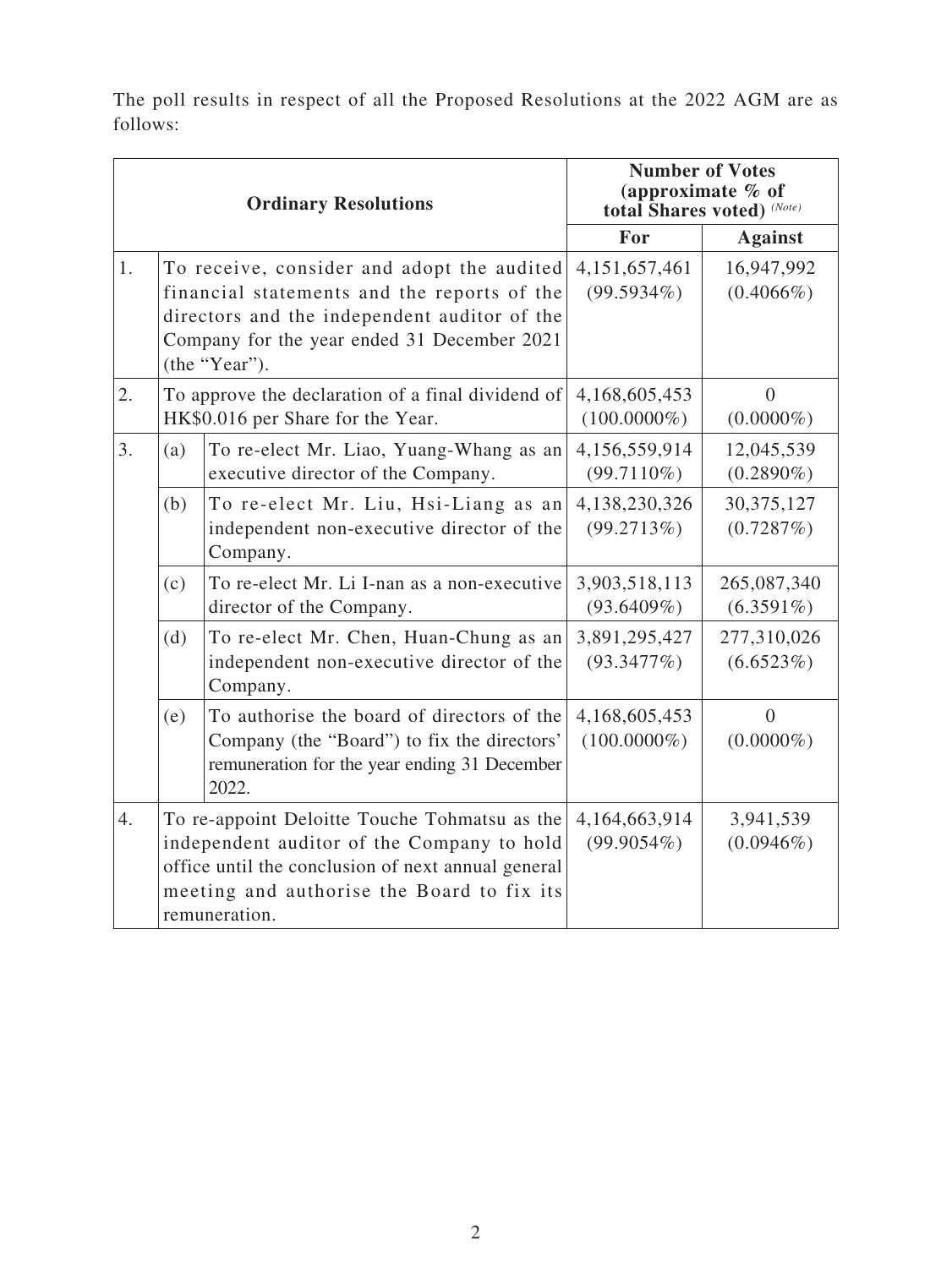The poll results in respect of all the Proposed Resolutions at the 2022 AGM are as follows:

| Ordinary Resolutions | | | Number of Votes (approximate % of total Shares voted) *(Note)* | |
|---|---|---|---|---|
| | | | **For** | **Against** |
| 1. | To receive, consider and adopt the audited financial statements and the reports of the directors and the independent auditor of the Company for the year ended 31 December 2021 (the "Year"). | | 4,151,657,461 (99.5934%) | 16,947,992 (0.4066%) |
| 2. | To approve the declaration of a final dividend of HK$0.016 per Share for the Year. | | 4,168,605,453 (100.0000%) | 0 (0.0000%) |
| 3. | (a) | To re-elect Mr. Liao, Yuang-Whang as an executive director of the Company. | 4,156,559,914 (99.7110%) | 12,045,539 (0.2890%) |
| | (b) | To re-elect Mr. Liu, Hsi-Liang as an independent non-executive director of the Company. | 4,138,230,326 (99.2713%) | 30,375,127 (0.7287%) |
| | (c) | To re-elect Mr. Li I-nan as a non-executive director of the Company. | 3,903,518,113 (93.6409%) | 265,087,340 (6.3591%) |
| | (d) | To re-elect Mr. Chen, Huan-Chung as an independent non-executive director of the Company. | 3,891,295,427 (93.3477%) | 277,310,026 (6.6523%) |
| | (e) | To authorise the board of directors of the Company (the "Board") to fix the directors' remuneration for the year ending 31 December 2022. | 4,168,605,453 (100.0000%) | 0 (0.0000%) |
| 4. | To re-appoint Deloitte Touche Tohmatsu as the independent auditor of the Company to hold office until the conclusion of next annual general meeting and authorise the Board to fix its remuneration. | | 4,164,663,914 (99.9054%) | 3,941,539 (0.0946%) |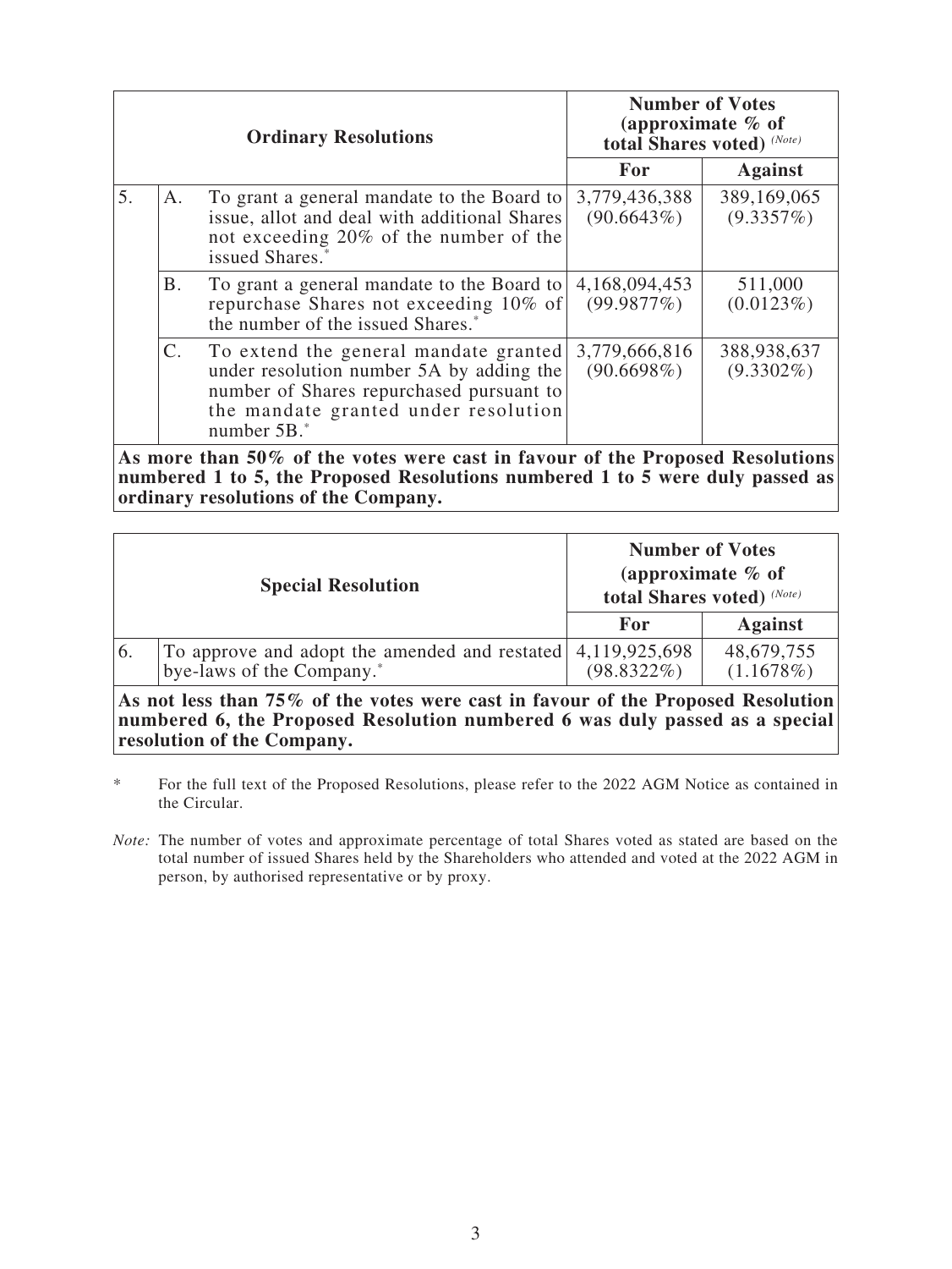| Ordinary Resolutions | | | Number of Votes (approximate % of total Shares voted) *(Note)* | |
|---|---|---|---|---|
| | | | For | Against |
| 5. | A. | To grant a general mandate to the Board to issue, allot and deal with additional Shares not exceeding 20% of the number of the issued Shares.* | 3,779,436,388 (90.6643%) | 389,169,065 (9.3357%) |
| | B. | To grant a general mandate to the Board to repurchase Shares not exceeding 10% of the number of the issued Shares.* | 4,168,094,453 (99.9877%) | 511,000 (0.0123%) |
| | C. | To extend the general mandate granted under resolution number 5A by adding the number of Shares repurchased pursuant to the mandate granted under resolution number 5B.* | 3,779,666,816 (90.6698%) | 388,938,637 (9.3302%) |
| **As more than 50% of the votes were cast in favour of the Proposed Resolutions numbered 1 to 5, the Proposed Resolutions numbered 1 to 5 were duly passed as ordinary resolutions of the Company.** | | | | |

| Special Resolution | | Number of Votes (approximate % of total Shares voted) *(Note)* | |
|---|---|---|---|
| | | For | Against |
| 6. | To approve and adopt the amended and restated bye-laws of the Company.* | 4,119,925,698 (98.8322%) | 48,679,755 (1.1678%) |
| **As not less than 75% of the votes were cast in favour of the Proposed Resolution numbered 6, the Proposed Resolution numbered 6 was duly passed as a special resolution of the Company.** | | | |

\* For the full text of the Proposed Resolutions, please refer to the 2022 AGM Notice as contained in the Circular.

*Note:* The number of votes and approximate percentage of total Shares voted as stated are based on the total number of issued Shares held by the Shareholders who attended and voted at the 2022 AGM in person, by authorised representative or by proxy.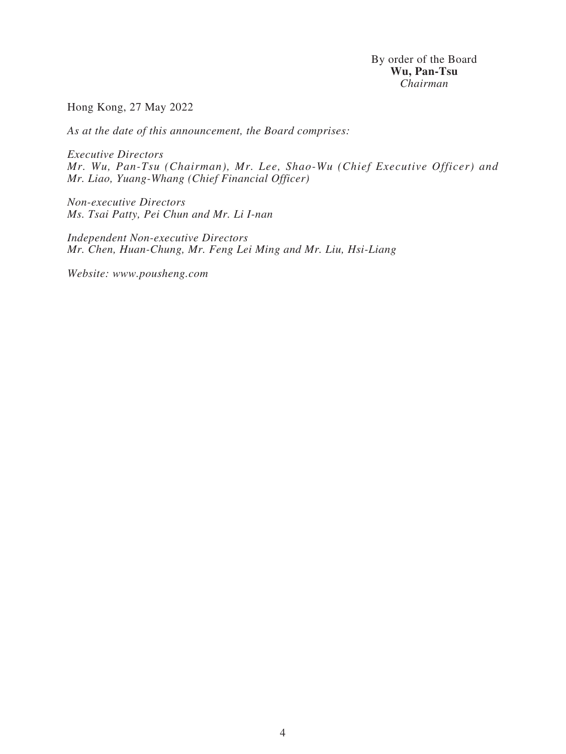By order of the Board
**Wu, Pan-Tsu**
*Chairman*

Hong Kong, 27 May 2022

*As at the date of this announcement, the Board comprises:*

*Executive Directors*
*Mr. Wu, Pan-Tsu (Chairman), Mr. Lee, Shao-Wu (Chief Executive Officer) and Mr. Liao, Yuang-Whang (Chief Financial Officer)*

*Non-executive Directors*
*Ms. Tsai Patty, Pei Chun and Mr. Li I-nan*

*Independent Non-executive Directors*
*Mr. Chen, Huan-Chung, Mr. Feng Lei Ming and Mr. Liu, Hsi-Liang*

*Website: www.pousheng.com*